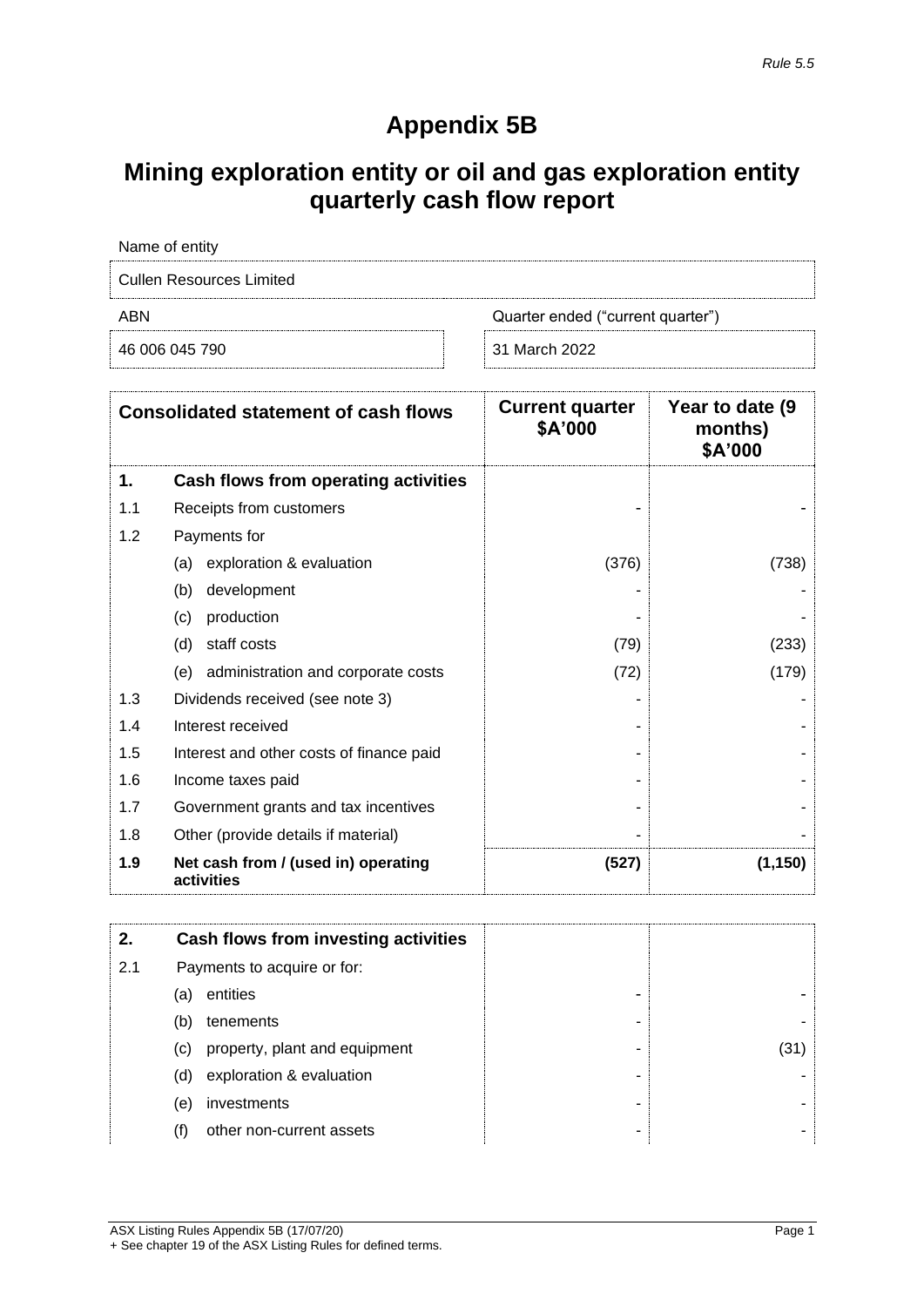*Rule 5.5*

# Appendix 5B

## Mining exploration entity or oil and gas exploration entity quarterly cash flow report

| Name of entity | |
|---|---|
| Cullen Resources Limited | |
| **ABN** | **Quarter ended ("current quarter")** |
| 46 006 045 790 | 31 March 2022 |

| Consolidated statement of cash flows | | Current quarter $A'000 | Year to date (9 months) $A'000 |
|---|---|---|---|
| **1.** | **Cash flows from operating activities** | | |
| 1.1 | Receipts from customers | - | - |
| 1.2 | Payments for | | |
| | (a) exploration & evaluation | (376) | (738) |
| | (b) development | - | - |
| | (c) production | - | - |
| | (d) staff costs | (79) | (233) |
| | (e) administration and corporate costs | (72) | (179) |
| 1.3 | Dividends received (see note 3) | - | - |
| 1.4 | Interest received | - | - |
| 1.5 | Interest and other costs of finance paid | - | - |
| 1.6 | Income taxes paid | - | - |
| 1.7 | Government grants and tax incentives | - | - |
| 1.8 | Other (provide details if material) | - | - |
| **1.9** | **Net cash from / (used in) operating activities** | **(527)** | **(1,150)** |

| | | | |
|---|---|---|---|
| **2.** | **Cash flows from investing activities** | | |
| 2.1 | Payments to acquire or for: | | |
| | (a) entities | - | - |
| | (b) tenements | - | - |
| | (c) property, plant and equipment | - | (31) |
| | (d) exploration & evaluation | - | - |
| | (e) investments | - | - |
| | (f) other non-current assets | - | - |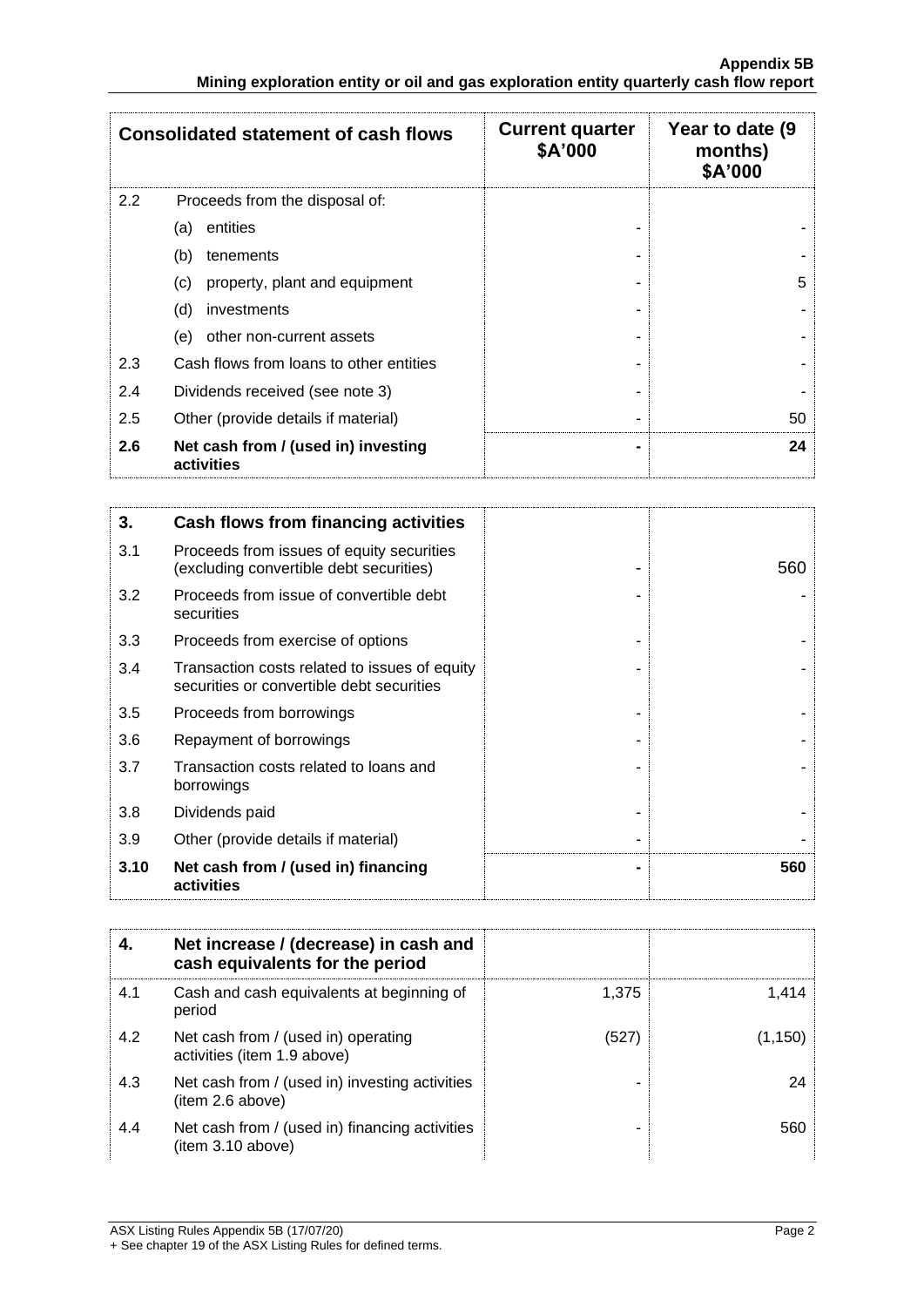| Consolidated statement of cash flows | | Current quarter $A'000 | Year to date (9 months) $A'000 |
|---|---|---|---|
| 2.2 | Proceeds from the disposal of: | | |
| | (a) entities | - | - |
| | (b) tenements | - | - |
| | (c) property, plant and equipment | - | 5 |
| | (d) investments | - | - |
| | (e) other non-current assets | - | - |
| 2.3 | Cash flows from loans to other entities | - | - |
| 2.4 | Dividends received (see note 3) | - | - |
| 2.5 | Other (provide details if material) | - | 50 |
| **2.6** | **Net cash from / (used in) investing activities** | **-** | **24** |

| **3.** | **Cash flows from financing activities** | | |
|---|---|---|---|
| 3.1 | Proceeds from issues of equity securities (excluding convertible debt securities) | - | 560 |
| 3.2 | Proceeds from issue of convertible debt securities | - | - |
| 3.3 | Proceeds from exercise of options | - | - |
| 3.4 | Transaction costs related to issues of equity securities or convertible debt securities | - | - |
| 3.5 | Proceeds from borrowings | - | - |
| 3.6 | Repayment of borrowings | - | - |
| 3.7 | Transaction costs related to loans and borrowings | - | - |
| 3.8 | Dividends paid | - | - |
| 3.9 | Other (provide details if material) | - | - |
| **3.10** | **Net cash from / (used in) financing activities** | **-** | **560** |

| **4.** | **Net increase / (decrease) in cash and cash equivalents for the period** | | |
|---|---|---|---|
| 4.1 | Cash and cash equivalents at beginning of period | 1,375 | 1,414 |
| 4.2 | Net cash from / (used in) operating activities (item 1.9 above) | (527) | (1,150) |
| 4.3 | Net cash from / (used in) investing activities (item 2.6 above) | - | 24 |
| 4.4 | Net cash from / (used in) financing activities (item 3.10 above) | - | 560 |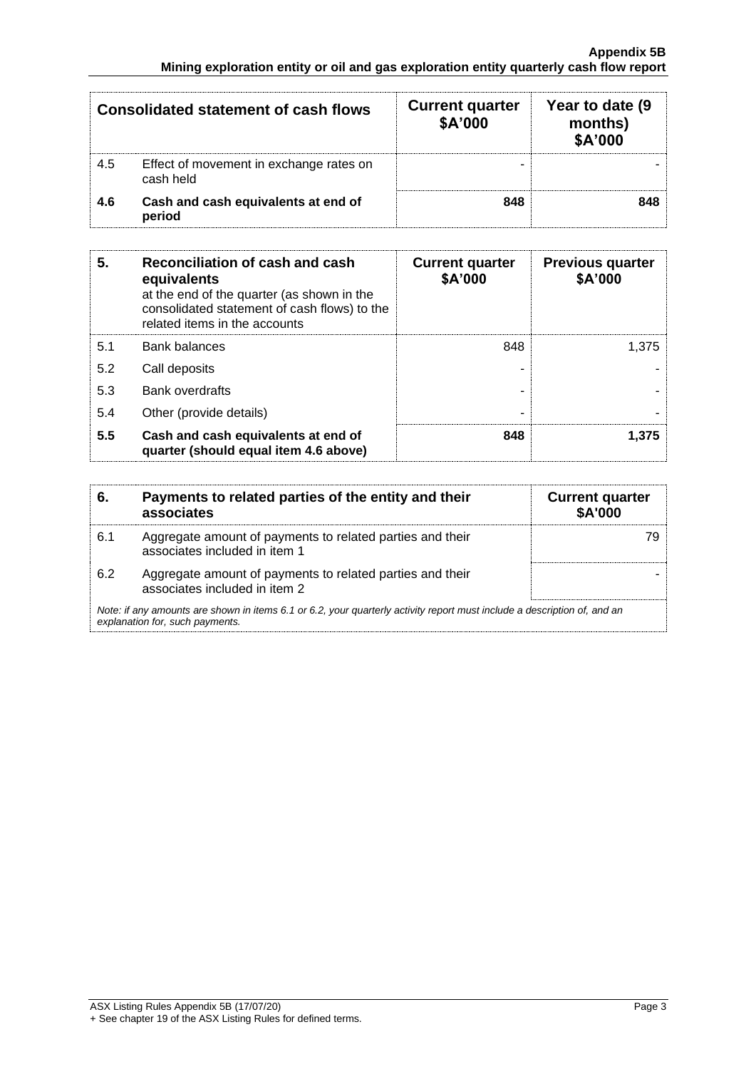| Consolidated statement of cash flows | | Current quarter $A'000 | Year to date (9 months) $A'000 |
|---|---|---|---|
| 4.5 | Effect of movement in exchange rates on cash held | - | - |
| **4.6** | **Cash and cash equivalents at end of period** | **848** | **848** |

| 5. | Reconciliation of cash and cash equivalents at the end of the quarter (as shown in the consolidated statement of cash flows) to the related items in the accounts | Current quarter $A'000 | Previous quarter $A'000 |
|---|---|---|---|
| 5.1 | Bank balances | 848 | 1,375 |
| 5.2 | Call deposits | - | - |
| 5.3 | Bank overdrafts | - | - |
| 5.4 | Other (provide details) | - | - |
| **5.5** | **Cash and cash equivalents at end of quarter (should equal item 4.6 above)** | **848** | **1,375** |

| 6. | Payments to related parties of the entity and their associates | Current quarter $A'000 |
|---|---|---|
| 6.1 | Aggregate amount of payments to related parties and their associates included in item 1 | 79 |
| 6.2 | Aggregate amount of payments to related parties and their associates included in item 2 | - |

*Note: if any amounts are shown in items 6.1 or 6.2, your quarterly activity report must include a description of, and an explanation for, such payments.*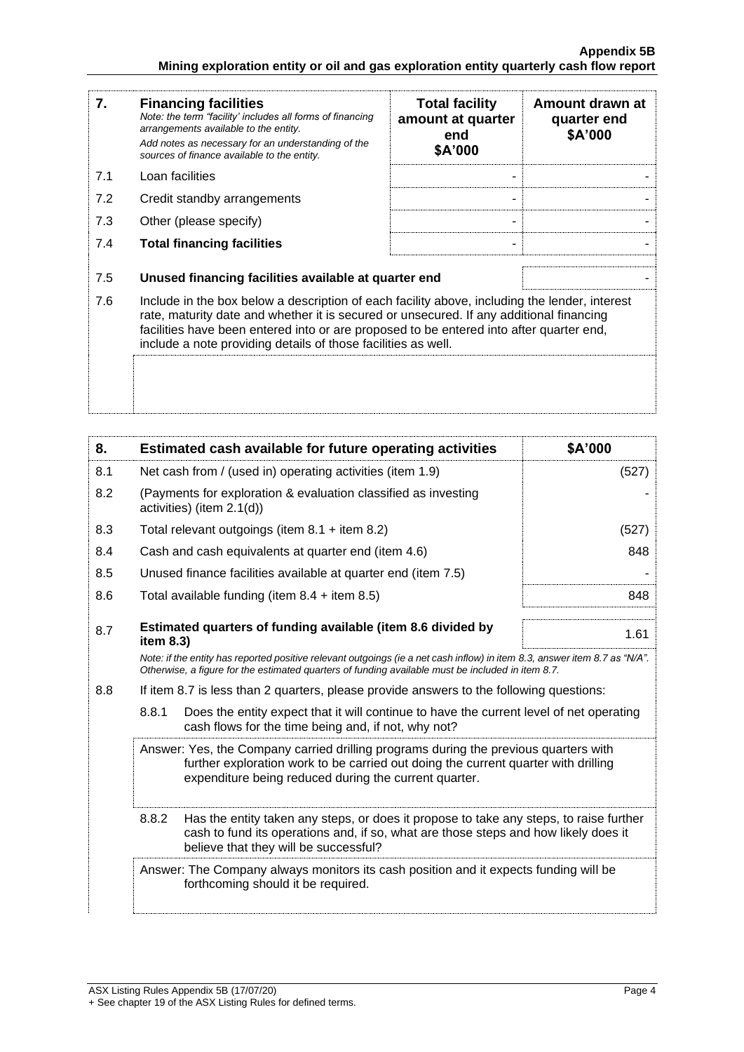| 7. | **Financing facilities**<br>*Note: the term "facility' includes all forms of financing arrangements available to the entity.*<br>*Add notes as necessary for an understanding of the sources of finance available to the entity.* | **Total facility amount at quarter end \$A'000** | **Amount drawn at quarter end \$A'000** |
|---|---|---|---|
| 7.1 | Loan facilities | - | - |
| 7.2 | Credit standby arrangements | - | - |
| 7.3 | Other (please specify) | - | - |
| 7.4 | **Total financing facilities** | - | - |

| | | |
|---|---|---|
| 7.5 | **Unused financing facilities available at quarter end** | - |
| 7.6 | Include in the box below a description of each facility above, including the lender, interest rate, maturity date and whether it is secured or unsecured. If any additional financing facilities have been entered into or are proposed to be entered into after quarter end, include a note providing details of those facilities as well. | |

| 8. | **Estimated cash available for future operating activities** | **\$A'000** |
|---|---|---|
| 8.1 | Net cash from / (used in) operating activities (item 1.9) | (527) |
| 8.2 | (Payments for exploration & evaluation classified as investing activities) (item 2.1(d)) | - |
| 8.3 | Total relevant outgoings (item 8.1 + item 8.2) | (527) |
| 8.4 | Cash and cash equivalents at quarter end (item 4.6) | 848 |
| 8.5 | Unused finance facilities available at quarter end (item 7.5) | - |
| 8.6 | Total available funding (item 8.4 + item 8.5) | 848 |
| 8.7 | **Estimated quarters of funding available (item 8.6 divided by item 8.3)** | 1.61 |

*Note: if the entity has reported positive relevant outgoings (ie a net cash inflow) in item 8.3, answer item 8.7 as "N/A". Otherwise, a figure for the estimated quarters of funding available must be included in item 8.7.*

8.8 If item 8.7 is less than 2 quarters, please provide answers to the following questions:

8.8.1 Does the entity expect that it will continue to have the current level of net operating cash flows for the time being and, if not, why not?

Answer: Yes, the Company carried drilling programs during the previous quarters with further exploration work to be carried out doing the current quarter with drilling expenditure being reduced during the current quarter.

8.8.2 Has the entity taken any steps, or does it propose to take any steps, to raise further cash to fund its operations and, if so, what are those steps and how likely does it believe that they will be successful?

Answer: The Company always monitors its cash position and it expects funding will be forthcoming should it be required.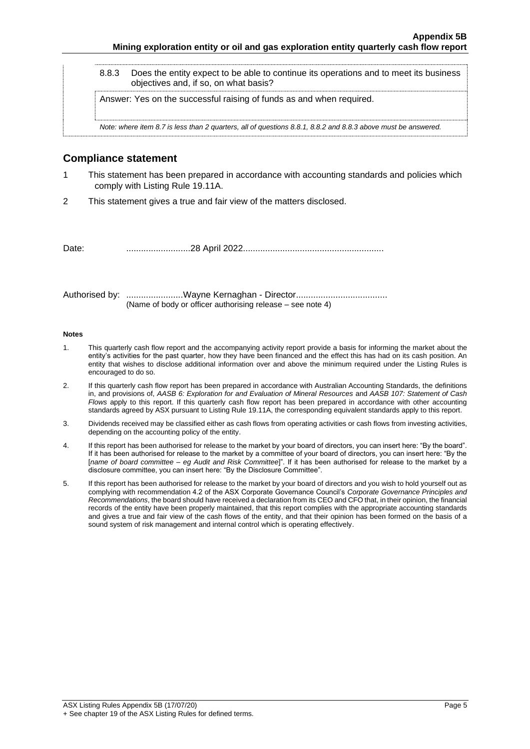| | |
|---|---|
| 8.8.3 | Does the entity expect to be able to continue its operations and to meet its business objectives and, if so, on what basis? |
| Answer: Yes on the successful raising of funds as and when required. | |

*Note: where item 8.7 is less than 2 quarters, all of questions 8.8.1, 8.8.2 and 8.8.3 above must be answered.*

## Compliance statement

1 This statement has been prepared in accordance with accounting standards and policies which comply with Listing Rule 19.11A.

2 This statement gives a true and fair view of the matters disclosed.

Date: ..........................28 April 2022.........................................................

Authorised by: .......................Wayne Kernaghan - Director.....................................
(Name of body or officer authorising release – see note 4)

#### Notes

1. This quarterly cash flow report and the accompanying activity report provide a basis for informing the market about the entity's activities for the past quarter, how they have been financed and the effect this has had on its cash position. An entity that wishes to disclose additional information over and above the minimum required under the Listing Rules is encouraged to do so.
2. If this quarterly cash flow report has been prepared in accordance with Australian Accounting Standards, the definitions in, and provisions of, *AASB 6: Exploration for and Evaluation of Mineral Resources* and *AASB 107: Statement of Cash Flows* apply to this report. If this quarterly cash flow report has been prepared in accordance with other accounting standards agreed by ASX pursuant to Listing Rule 19.11A, the corresponding equivalent standards apply to this report.
3. Dividends received may be classified either as cash flows from operating activities or cash flows from investing activities, depending on the accounting policy of the entity.
4. If this report has been authorised for release to the market by your board of directors, you can insert here: "By the board". If it has been authorised for release to the market by a committee of your board of directors, you can insert here: "By the [*name of board committee – eg Audit and Risk Committee*]". If it has been authorised for release to the market by a disclosure committee, you can insert here: "By the Disclosure Committee".
5. If this report has been authorised for release to the market by your board of directors and you wish to hold yourself out as complying with recommendation 4.2 of the ASX Corporate Governance Council's *Corporate Governance Principles and Recommendations*, the board should have received a declaration from its CEO and CFO that, in their opinion, the financial records of the entity have been properly maintained, that this report complies with the appropriate accounting standards and gives a true and fair view of the cash flows of the entity, and that their opinion has been formed on the basis of a sound system of risk management and internal control which is operating effectively.